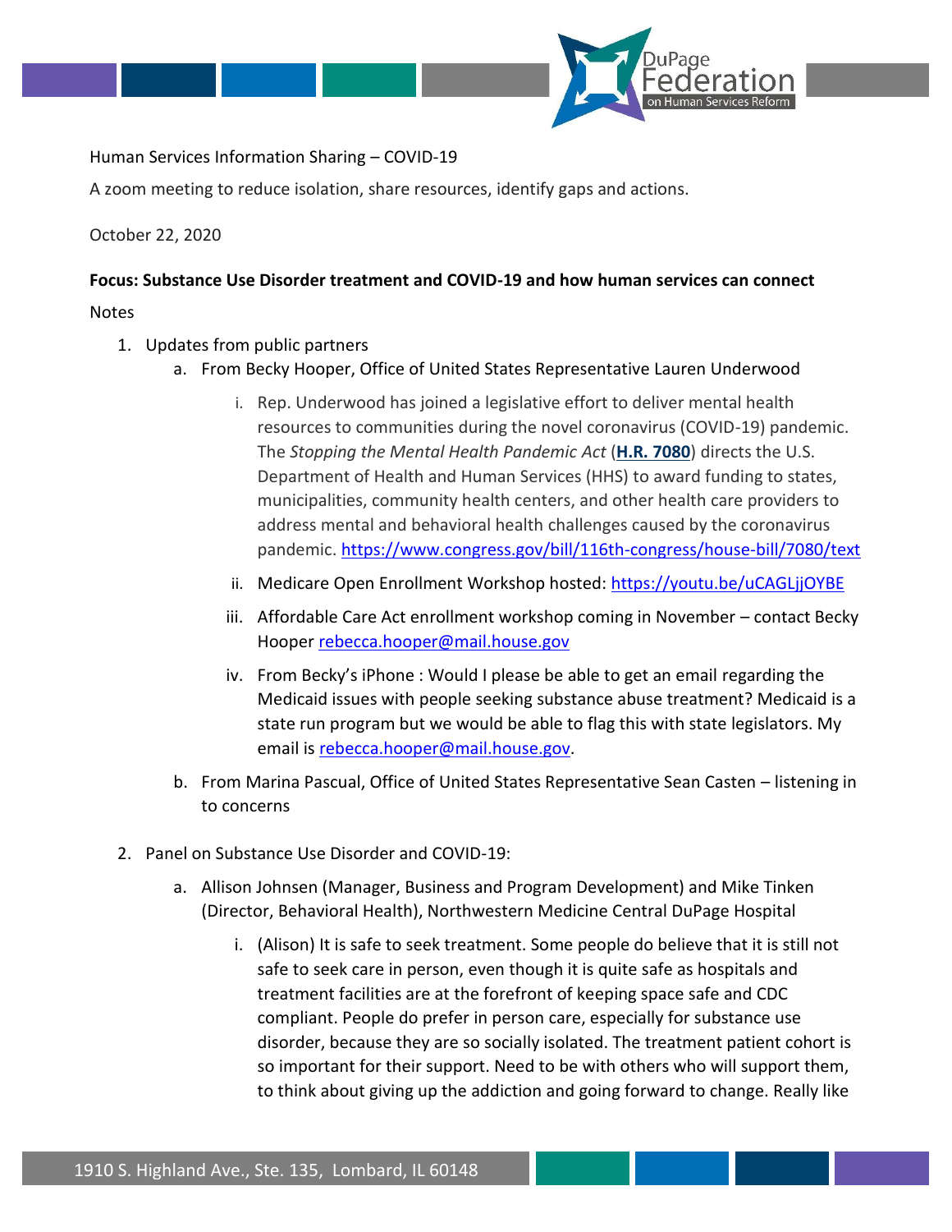Human Services Information Sharing – COVID-19

A zoom meeting to reduce isolation, share resources, identify gaps and actions.

October 22, 2020

**Focus: Substance Use Disorder treatment and COVID-19 and how human services can connect**

Notes

1. Updates from public partners
   a. From Becky Hooper, Office of United States Representative Lauren Underwood
      i. Rep. Underwood has joined a legislative effort to deliver mental health resources to communities during the novel coronavirus (COVID-19) pandemic. The *Stopping the Mental Health Pandemic Act* (**H.R. 7080**) directs the U.S. Department of Health and Human Services (HHS) to award funding to states, municipalities, community health centers, and other health care providers to address mental and behavioral health challenges caused by the coronavirus pandemic. https://www.congress.gov/bill/116th-congress/house-bill/7080/text
      ii. Medicare Open Enrollment Workshop hosted: https://youtu.be/uCAGLjjOYBE
      iii. Affordable Care Act enrollment workshop coming in November – contact Becky Hooper rebecca.hooper@mail.house.gov
      iv. From Becky's iPhone : Would I please be able to get an email regarding the Medicaid issues with people seeking substance abuse treatment? Medicaid is a state run program but we would be able to flag this with state legislators. My email is rebecca.hooper@mail.house.gov.
   b. From Marina Pascual, Office of United States Representative Sean Casten – listening in to concerns

2. Panel on Substance Use Disorder and COVID-19:
   a. Allison Johnsen (Manager, Business and Program Development) and Mike Tinken (Director, Behavioral Health), Northwestern Medicine Central DuPage Hospital
      i. (Alison) It is safe to seek treatment. Some people do believe that it is still not safe to seek care in person, even though it is quite safe as hospitals and treatment facilities are at the forefront of keeping space safe and CDC compliant. People do prefer in person care, especially for substance use disorder, because they are so socially isolated. The treatment patient cohort is so important for their support. Need to be with others who will support them, to think about giving up the addiction and going forward to change. Really like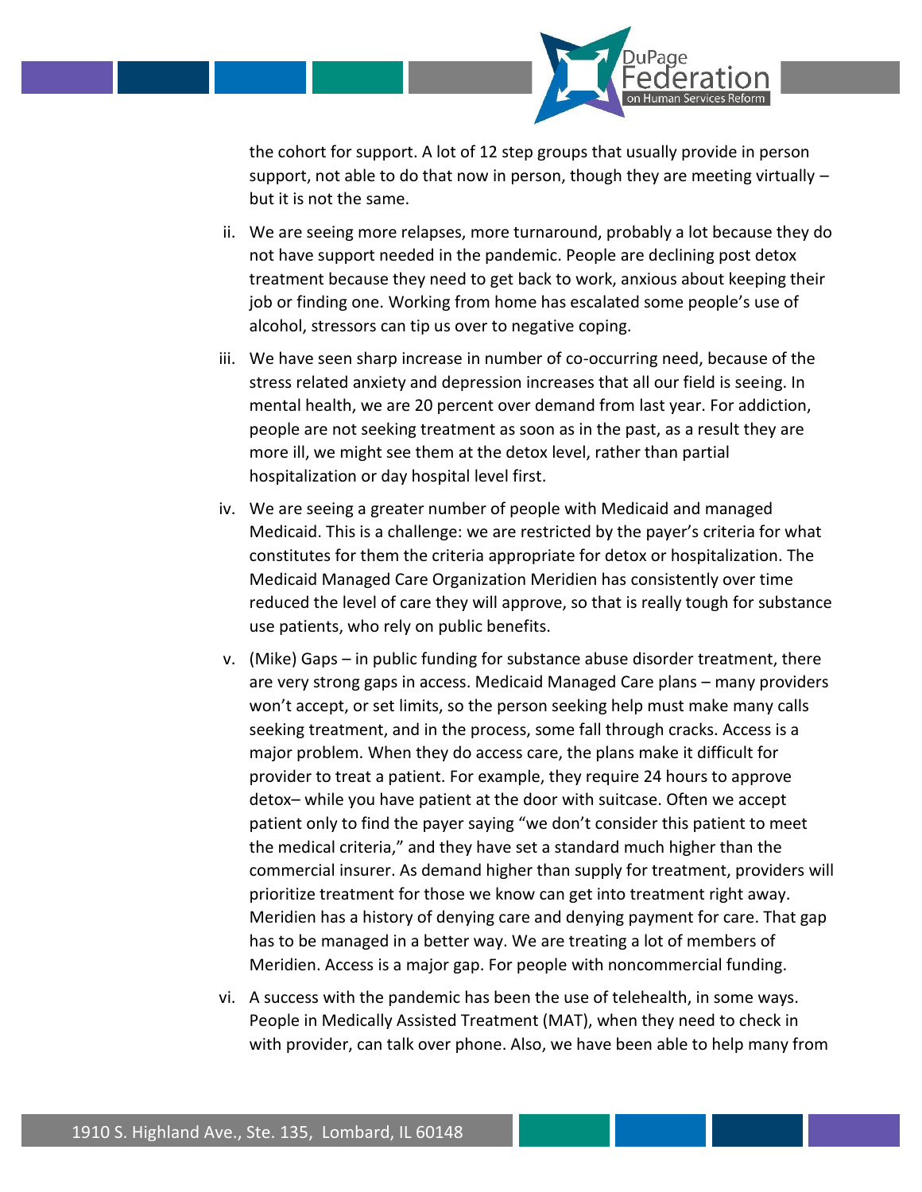the cohort for support. A lot of 12 step groups that usually provide in person support, not able to do that now in person, though they are meeting virtually – but it is not the same.

ii. We are seeing more relapses, more turnaround, probably a lot because they do not have support needed in the pandemic. People are declining post detox treatment because they need to get back to work, anxious about keeping their job or finding one. Working from home has escalated some people's use of alcohol, stressors can tip us over to negative coping.

iii. We have seen sharp increase in number of co-occurring need, because of the stress related anxiety and depression increases that all our field is seeing. In mental health, we are 20 percent over demand from last year. For addiction, people are not seeking treatment as soon as in the past, as a result they are more ill, we might see them at the detox level, rather than partial hospitalization or day hospital level first.

iv. We are seeing a greater number of people with Medicaid and managed Medicaid. This is a challenge: we are restricted by the payer's criteria for what constitutes for them the criteria appropriate for detox or hospitalization. The Medicaid Managed Care Organization Meridien has consistently over time reduced the level of care they will approve, so that is really tough for substance use patients, who rely on public benefits.

v. (Mike) Gaps – in public funding for substance abuse disorder treatment, there are very strong gaps in access. Medicaid Managed Care plans – many providers won't accept, or set limits, so the person seeking help must make many calls seeking treatment, and in the process, some fall through cracks. Access is a major problem. When they do access care, the plans make it difficult for provider to treat a patient. For example, they require 24 hours to approve detox– while you have patient at the door with suitcase. Often we accept patient only to find the payer saying "we don't consider this patient to meet the medical criteria," and they have set a standard much higher than the commercial insurer. As demand higher than supply for treatment, providers will prioritize treatment for those we know can get into treatment right away. Meridien has a history of denying care and denying payment for care. That gap has to be managed in a better way. We are treating a lot of members of Meridien. Access is a major gap. For people with noncommercial funding.

vi. A success with the pandemic has been the use of telehealth, in some ways. People in Medically Assisted Treatment (MAT), when they need to check in with provider, can talk over phone. Also, we have been able to help many from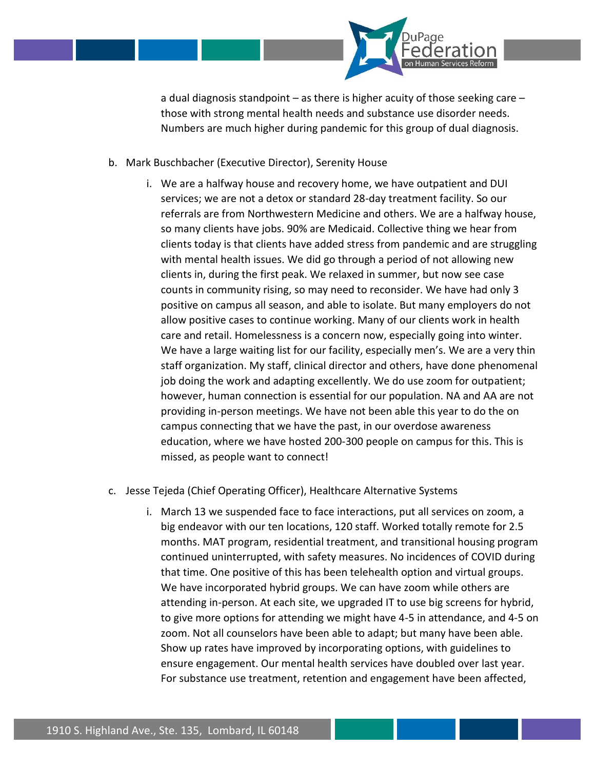a dual diagnosis standpoint – as there is higher acuity of those seeking care – those with strong mental health needs and substance use disorder needs. Numbers are much higher during pandemic for this group of dual diagnosis.

b. Mark Buschbacher (Executive Director), Serenity House

    i. We are a halfway house and recovery home, we have outpatient and DUI services; we are not a detox or standard 28-day treatment facility. So our referrals are from Northwestern Medicine and others. We are a halfway house, so many clients have jobs. 90% are Medicaid. Collective thing we hear from clients today is that clients have added stress from pandemic and are struggling with mental health issues. We did go through a period of not allowing new clients in, during the first peak. We relaxed in summer, but now see case counts in community rising, so may need to reconsider. We have had only 3 positive on campus all season, and able to isolate. But many employers do not allow positive cases to continue working. Many of our clients work in health care and retail. Homelessness is a concern now, especially going into winter. We have a large waiting list for our facility, especially men's. We are a very thin staff organization. My staff, clinical director and others, have done phenomenal job doing the work and adapting excellently. We do use zoom for outpatient; however, human connection is essential for our population. NA and AA are not providing in-person meetings. We have not been able this year to do the on campus connecting that we have the past, in our overdose awareness education, where we have hosted 200-300 people on campus for this. This is missed, as people want to connect!

c. Jesse Tejeda (Chief Operating Officer), Healthcare Alternative Systems

    i. March 13 we suspended face to face interactions, put all services on zoom, a big endeavor with our ten locations, 120 staff. Worked totally remote for 2.5 months. MAT program, residential treatment, and transitional housing program continued uninterrupted, with safety measures. No incidences of COVID during that time. One positive of this has been telehealth option and virtual groups. We have incorporated hybrid groups. We can have zoom while others are attending in-person. At each site, we upgraded IT to use big screens for hybrid, to give more options for attending we might have 4-5 in attendance, and 4-5 on zoom. Not all counselors have been able to adapt; but many have been able. Show up rates have improved by incorporating options, with guidelines to ensure engagement. Our mental health services have doubled over last year. For substance use treatment, retention and engagement have been affected,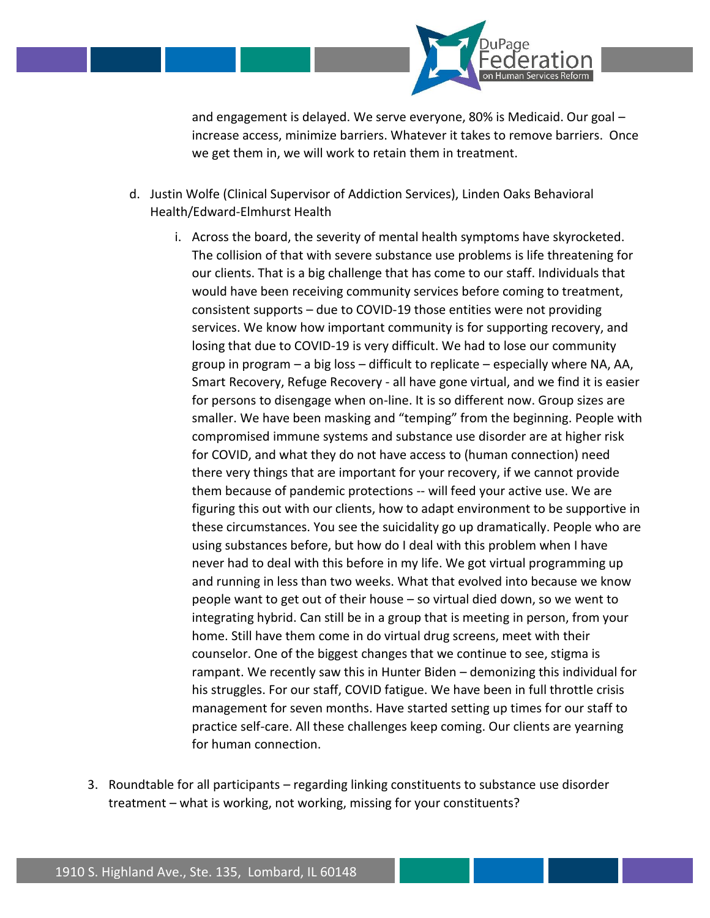and engagement is delayed. We serve everyone, 80% is Medicaid. Our goal – increase access, minimize barriers. Whatever it takes to remove barriers. Once we get them in, we will work to retain them in treatment.

d. Justin Wolfe (Clinical Supervisor of Addiction Services), Linden Oaks Behavioral Health/Edward-Elmhurst Health

   i. Across the board, the severity of mental health symptoms have skyrocketed. The collision of that with severe substance use problems is life threatening for our clients. That is a big challenge that has come to our staff. Individuals that would have been receiving community services before coming to treatment, consistent supports – due to COVID-19 those entities were not providing services. We know how important community is for supporting recovery, and losing that due to COVID-19 is very difficult. We had to lose our community group in program – a big loss – difficult to replicate – especially where NA, AA, Smart Recovery, Refuge Recovery - all have gone virtual, and we find it is easier for persons to disengage when on-line. It is so different now. Group sizes are smaller. We have been masking and "temping" from the beginning. People with compromised immune systems and substance use disorder are at higher risk for COVID, and what they do not have access to (human connection) need there very things that are important for your recovery, if we cannot provide them because of pandemic protections -- will feed your active use. We are figuring this out with our clients, how to adapt environment to be supportive in these circumstances. You see the suicidality go up dramatically. People who are using substances before, but how do I deal with this problem when I have never had to deal with this before in my life. We got virtual programming up and running in less than two weeks. What that evolved into because we know people want to get out of their house – so virtual died down, so we went to integrating hybrid. Can still be in a group that is meeting in person, from your home. Still have them come in do virtual drug screens, meet with their counselor. One of the biggest changes that we continue to see, stigma is rampant. We recently saw this in Hunter Biden – demonizing this individual for his struggles. For our staff, COVID fatigue. We have been in full throttle crisis management for seven months. Have started setting up times for our staff to practice self-care. All these challenges keep coming. Our clients are yearning for human connection.

3. Roundtable for all participants – regarding linking constituents to substance use disorder treatment – what is working, not working, missing for your constituents?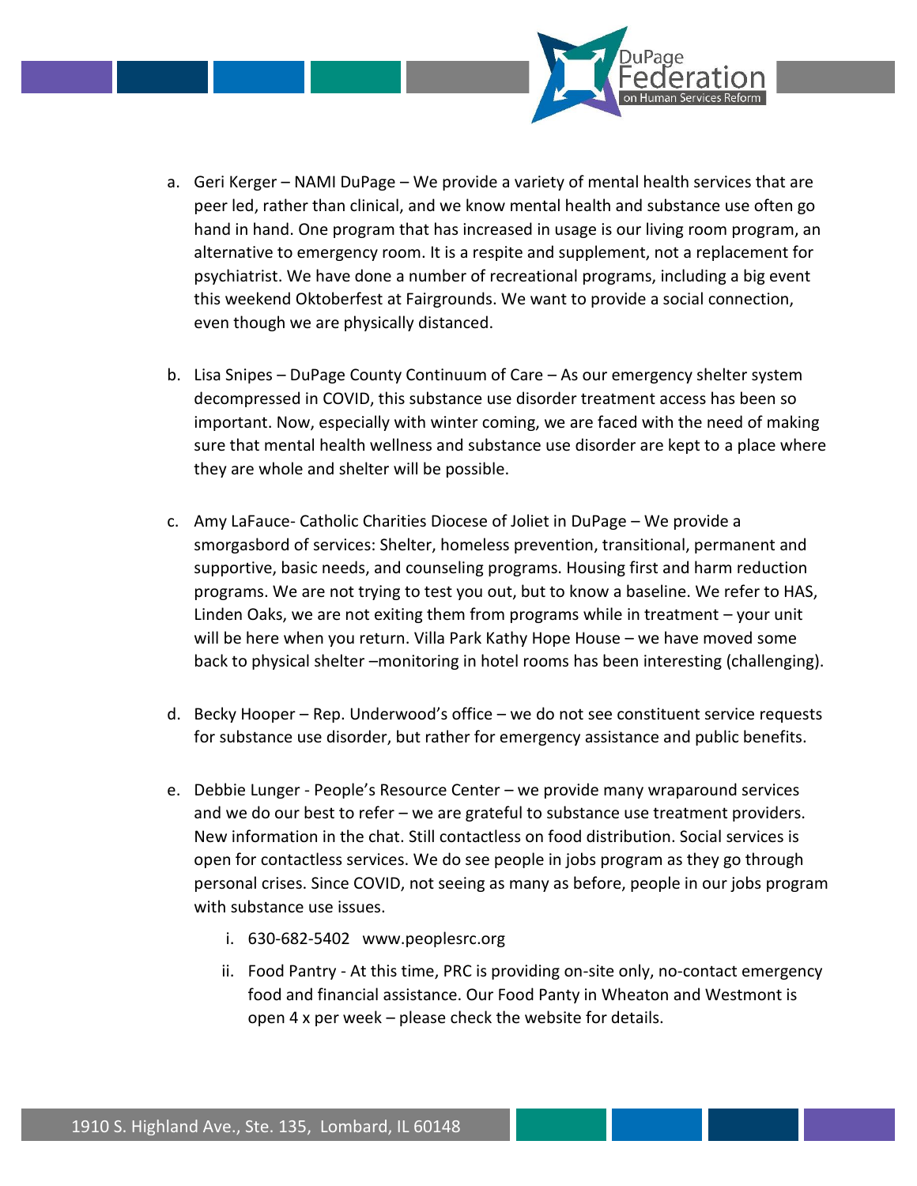a. Geri Kerger – NAMI DuPage – We provide a variety of mental health services that are peer led, rather than clinical, and we know mental health and substance use often go hand in hand. One program that has increased in usage is our living room program, an alternative to emergency room. It is a respite and supplement, not a replacement for psychiatrist. We have done a number of recreational programs, including a big event this weekend Oktoberfest at Fairgrounds. We want to provide a social connection, even though we are physically distanced.

b. Lisa Snipes – DuPage County Continuum of Care – As our emergency shelter system decompressed in COVID, this substance use disorder treatment access has been so important. Now, especially with winter coming, we are faced with the need of making sure that mental health wellness and substance use disorder are kept to a place where they are whole and shelter will be possible.

c. Amy LaFauce- Catholic Charities Diocese of Joliet in DuPage – We provide a smorgasbord of services: Shelter, homeless prevention, transitional, permanent and supportive, basic needs, and counseling programs. Housing first and harm reduction programs. We are not trying to test you out, but to know a baseline. We refer to HAS, Linden Oaks, we are not exiting them from programs while in treatment – your unit will be here when you return. Villa Park Kathy Hope House – we have moved some back to physical shelter –monitoring in hotel rooms has been interesting (challenging).

d. Becky Hooper – Rep. Underwood's office – we do not see constituent service requests for substance use disorder, but rather for emergency assistance and public benefits.

e. Debbie Lunger - People's Resource Center – we provide many wraparound services and we do our best to refer – we are grateful to substance use treatment providers. New information in the chat. Still contactless on food distribution. Social services is open for contactless services. We do see people in jobs program as they go through personal crises. Since COVID, not seeing as many as before, people in our jobs program with substance use issues.

   i. 630-682-5402 www.peoplesrc.org

   ii. Food Pantry - At this time, PRC is providing on-site only, no-contact emergency food and financial assistance. Our Food Panty in Wheaton and Westmont is open 4 x per week – please check the website for details.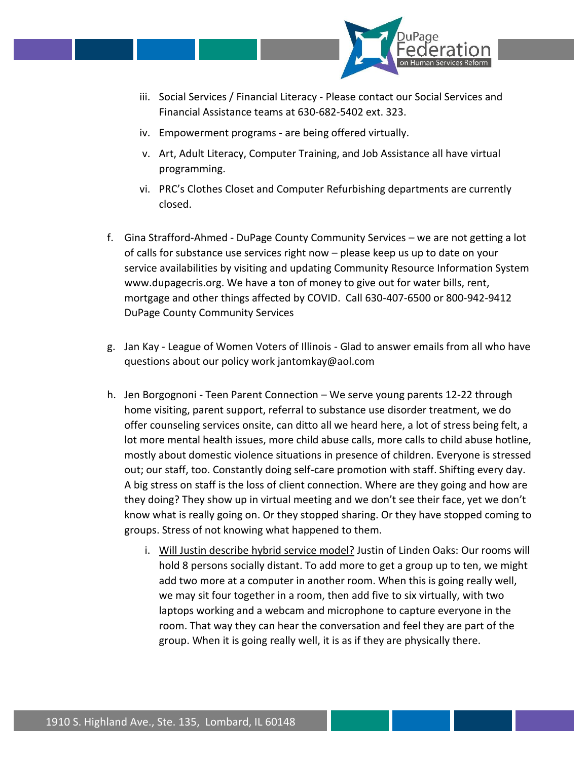iii. Social Services / Financial Literacy - Please contact our Social Services and Financial Assistance teams at 630-682-5402 ext. 323.

   iv. Empowerment programs - are being offered virtually.

   v. Art, Adult Literacy, Computer Training, and Job Assistance all have virtual programming.

   vi. PRC's Clothes Closet and Computer Refurbishing departments are currently closed.

f. Gina Strafford-Ahmed - DuPage County Community Services – we are not getting a lot of calls for substance use services right now – please keep us up to date on your service availabilities by visiting and updating Community Resource Information System www.dupagecris.org. We have a ton of money to give out for water bills, rent, mortgage and other things affected by COVID. Call 630-407-6500 or 800-942-9412 DuPage County Community Services

g. Jan Kay - League of Women Voters of Illinois - Glad to answer emails from all who have questions about our policy work jantomkay@aol.com

h. Jen Borgognoni - Teen Parent Connection – We serve young parents 12-22 through home visiting, parent support, referral to substance use disorder treatment, we do offer counseling services onsite, can ditto all we heard here, a lot of stress being felt, a lot more mental health issues, more child abuse calls, more calls to child abuse hotline, mostly about domestic violence situations in presence of children. Everyone is stressed out; our staff, too. Constantly doing self-care promotion with staff. Shifting every day. A big stress on staff is the loss of client connection. Where are they going and how are they doing? They show up in virtual meeting and we don't see their face, yet we don't know what is really going on. Or they stopped sharing. Or they have stopped coming to groups. Stress of not knowing what happened to them.

   i. <u>Will Justin describe hybrid service model?</u> Justin of Linden Oaks: Our rooms will hold 8 persons socially distant. To add more to get a group up to ten, we might add two more at a computer in another room. When this is going really well, we may sit four together in a room, then add five to six virtually, with two laptops working and a webcam and microphone to capture everyone in the room. That way they can hear the conversation and feel they are part of the group. When it is going really well, it is as if they are physically there.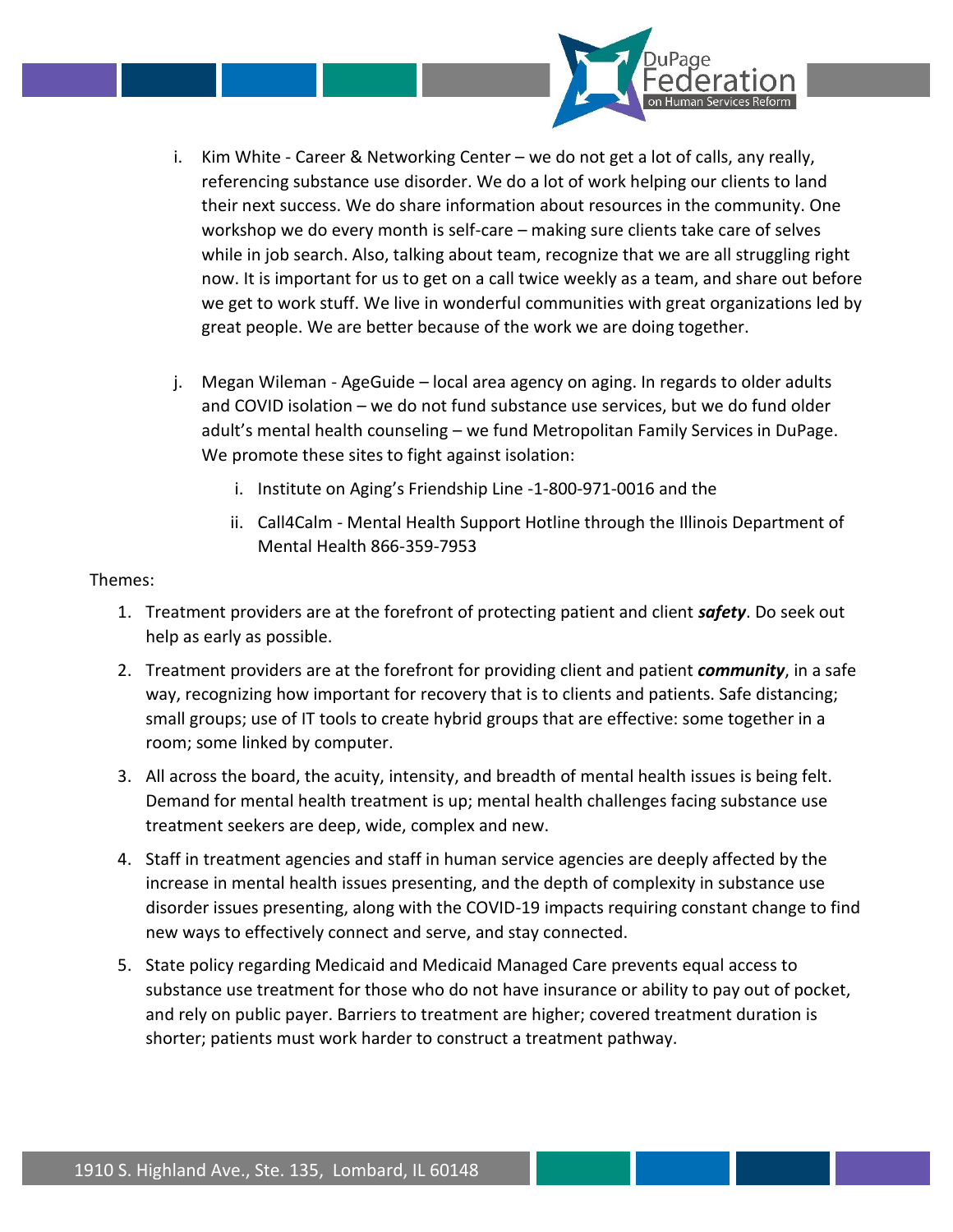i. Kim White - Career & Networking Center – we do not get a lot of calls, any really, referencing substance use disorder. We do a lot of work helping our clients to land their next success. We do share information about resources in the community. One workshop we do every month is self-care – making sure clients take care of selves while in job search. Also, talking about team, recognize that we are all struggling right now. It is important for us to get on a call twice weekly as a team, and share out before we get to work stuff. We live in wonderful communities with great organizations led by great people. We are better because of the work we are doing together.

j. Megan Wileman - AgeGuide – local area agency on aging. In regards to older adults and COVID isolation – we do not fund substance use services, but we do fund older adult's mental health counseling – we fund Metropolitan Family Services in DuPage. We promote these sites to fight against isolation:

   i. Institute on Aging's Friendship Line -1-800-971-0016 and the

   ii. Call4Calm - Mental Health Support Hotline through the Illinois Department of Mental Health 866-359-7953

Themes:

1. Treatment providers are at the forefront of protecting patient and client ***safety***. Do seek out help as early as possible.
2. Treatment providers are at the forefront for providing client and patient ***community***, in a safe way, recognizing how important for recovery that is to clients and patients. Safe distancing; small groups; use of IT tools to create hybrid groups that are effective: some together in a room; some linked by computer.
3. All across the board, the acuity, intensity, and breadth of mental health issues is being felt. Demand for mental health treatment is up; mental health challenges facing substance use treatment seekers are deep, wide, complex and new.
4. Staff in treatment agencies and staff in human service agencies are deeply affected by the increase in mental health issues presenting, and the depth of complexity in substance use disorder issues presenting, along with the COVID-19 impacts requiring constant change to find new ways to effectively connect and serve, and stay connected.
5. State policy regarding Medicaid and Medicaid Managed Care prevents equal access to substance use treatment for those who do not have insurance or ability to pay out of pocket, and rely on public payer. Barriers to treatment are higher; covered treatment duration is shorter; patients must work harder to construct a treatment pathway.